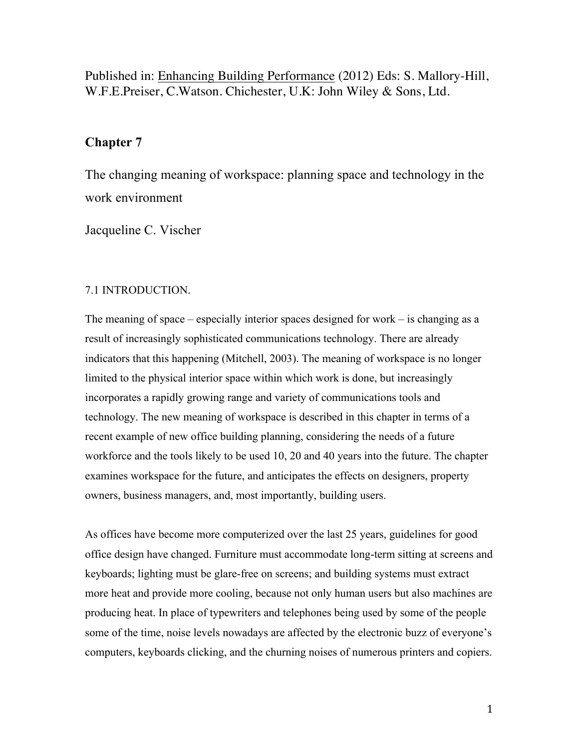Published in: Enhancing Building Performance (2012) Eds: S. Mallory-Hill, W.F.E.Preiser, C.Watson. Chichester, U.K: John Wiley & Sons, Ltd.

## Chapter 7

# The changing meaning of workspace: planning space and technology in the work environment

Jacqueline C. Vischer

### 7.1 INTRODUCTION.

The meaning of space – especially interior spaces designed for work – is changing as a result of increasingly sophisticated communications technology. There are already indicators that this happening (Mitchell, 2003). The meaning of workspace is no longer limited to the physical interior space within which work is done, but increasingly incorporates a rapidly growing range and variety of communications tools and technology. The new meaning of workspace is described in this chapter in terms of a recent example of new office building planning, considering the needs of a future workforce and the tools likely to be used 10, 20 and 40 years into the future. The chapter examines workspace for the future, and anticipates the effects on designers, property owners, business managers, and, most importantly, building users.

As offices have become more computerized over the last 25 years, guidelines for good office design have changed. Furniture must accommodate long-term sitting at screens and keyboards; lighting must be glare-free on screens; and building systems must extract more heat and provide more cooling, because not only human users but also machines are producing heat. In place of typewriters and telephones being used by some of the people some of the time, noise levels nowadays are affected by the electronic buzz of everyone's computers, keyboards clicking, and the churning noises of numerous printers and copiers.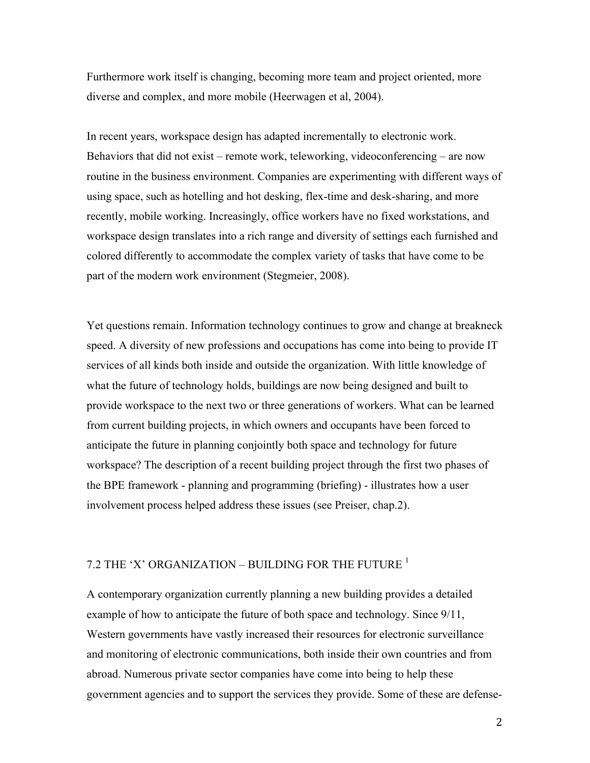Furthermore work itself is changing, becoming more team and project oriented, more diverse and complex, and more mobile (Heerwagen et al, 2004).

In recent years, workspace design has adapted incrementally to electronic work. Behaviors that did not exist – remote work, teleworking, videoconferencing – are now routine in the business environment. Companies are experimenting with different ways of using space, such as hotelling and hot desking, flex-time and desk-sharing, and more recently, mobile working. Increasingly, office workers have no fixed workstations, and workspace design translates into a rich range and diversity of settings each furnished and colored differently to accommodate the complex variety of tasks that have come to be part of the modern work environment (Stegmeier, 2008).

Yet questions remain. Information technology continues to grow and change at breakneck speed. A diversity of new professions and occupations has come into being to provide IT services of all kinds both inside and outside the organization. With little knowledge of what the future of technology holds, buildings are now being designed and built to provide workspace to the next two or three generations of workers. What can be learned from current building projects, in which owners and occupants have been forced to anticipate the future in planning conjointly both space and technology for future workspace? The description of a recent building project through the first two phases of the BPE framework - planning and programming (briefing) - illustrates how a user involvement process helped address these issues (see Preiser, chap.2).

## 7.2 THE 'X' ORGANIZATION – BUILDING FOR THE FUTURE [1]

A contemporary organization currently planning a new building provides a detailed example of how to anticipate the future of both space and technology. Since 9/11, Western governments have vastly increased their resources for electronic surveillance and monitoring of electronic communications, both inside their own countries and from abroad. Numerous private sector companies have come into being to help these government agencies and to support the services they provide. Some of these are defense-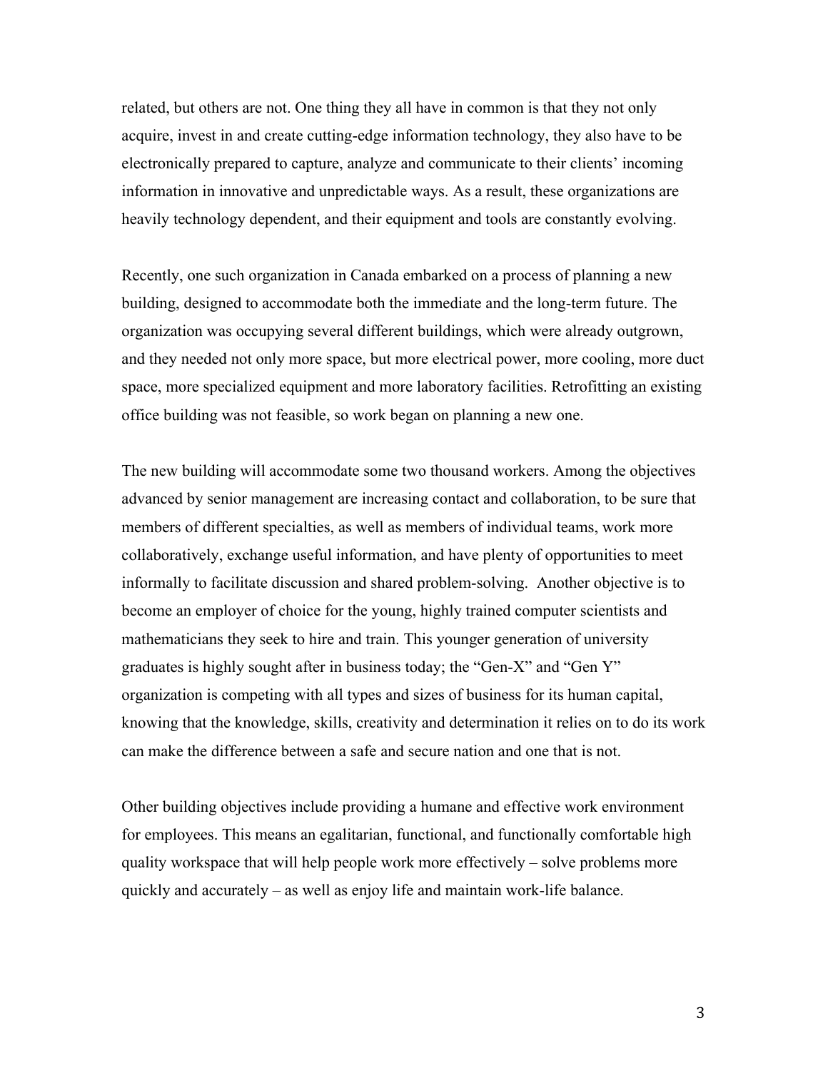related, but others are not. One thing they all have in common is that they not only acquire, invest in and create cutting-edge information technology, they also have to be electronically prepared to capture, analyze and communicate to their clients' incoming information in innovative and unpredictable ways. As a result, these organizations are heavily technology dependent, and their equipment and tools are constantly evolving.

Recently, one such organization in Canada embarked on a process of planning a new building, designed to accommodate both the immediate and the long-term future. The organization was occupying several different buildings, which were already outgrown, and they needed not only more space, but more electrical power, more cooling, more duct space, more specialized equipment and more laboratory facilities. Retrofitting an existing office building was not feasible, so work began on planning a new one.

The new building will accommodate some two thousand workers. Among the objectives advanced by senior management are increasing contact and collaboration, to be sure that members of different specialties, as well as members of individual teams, work more collaboratively, exchange useful information, and have plenty of opportunities to meet informally to facilitate discussion and shared problem-solving. Another objective is to become an employer of choice for the young, highly trained computer scientists and mathematicians they seek to hire and train. This younger generation of university graduates is highly sought after in business today; the "Gen-X" and "Gen Y" organization is competing with all types and sizes of business for its human capital, knowing that the knowledge, skills, creativity and determination it relies on to do its work can make the difference between a safe and secure nation and one that is not.

Other building objectives include providing a humane and effective work environment for employees. This means an egalitarian, functional, and functionally comfortable high quality workspace that will help people work more effectively – solve problems more quickly and accurately – as well as enjoy life and maintain work-life balance.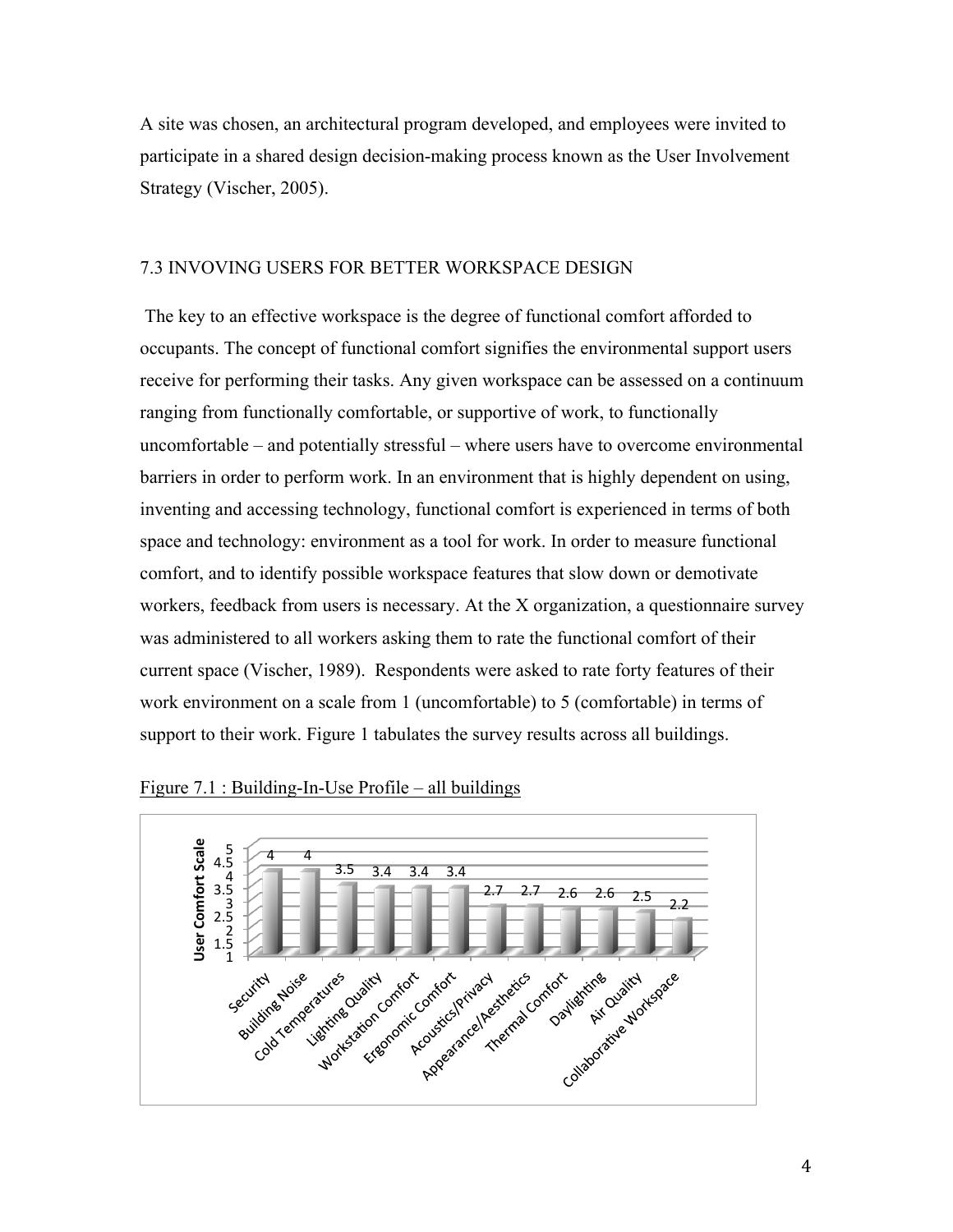A site was chosen, an architectural program developed, and employees were invited to participate in a shared design decision-making process known as the User Involvement Strategy (Vischer, 2005).

## 7.3 INVOVING USERS FOR BETTER WORKSPACE DESIGN

The key to an effective workspace is the degree of functional comfort afforded to occupants. The concept of functional comfort signifies the environmental support users receive for performing their tasks. Any given workspace can be assessed on a continuum ranging from functionally comfortable, or supportive of work, to functionally uncomfortable – and potentially stressful – where users have to overcome environmental barriers in order to perform work. In an environment that is highly dependent on using, inventing and accessing technology, functional comfort is experienced in terms of both space and technology: environment as a tool for work. In order to measure functional comfort, and to identify possible workspace features that slow down or demotivate workers, feedback from users is necessary. At the X organization, a questionnaire survey was administered to all workers asking them to rate the functional comfort of their current space (Vischer, 1989). Respondents were asked to rate forty features of their work environment on a scale from 1 (uncomfortable) to 5 (comfortable) in terms of support to their work. Figure 1 tabulates the survey results across all buildings.

Figure 7.1 : Building-In-Use Profile – all buildings

| Feature | User Comfort Scale |
| --- | --- |
| Security | 4 |
| Building Noise | 4 |
| Cold Temperatures | 3.5 |
| Lighting Quality | 3.4 |
| Workstation Comfort | 3.4 |
| Ergonomic Comfort | 3.4 |
| Acoustics/Privacy | 2.7 |
| Appearance/Aesthetics | 2.7 |
| Thermal Comfort | 2.6 |
| Daylighting | 2.6 |
| Air Quality | 2.5 |
| Collaborative Workspace | 2.2 |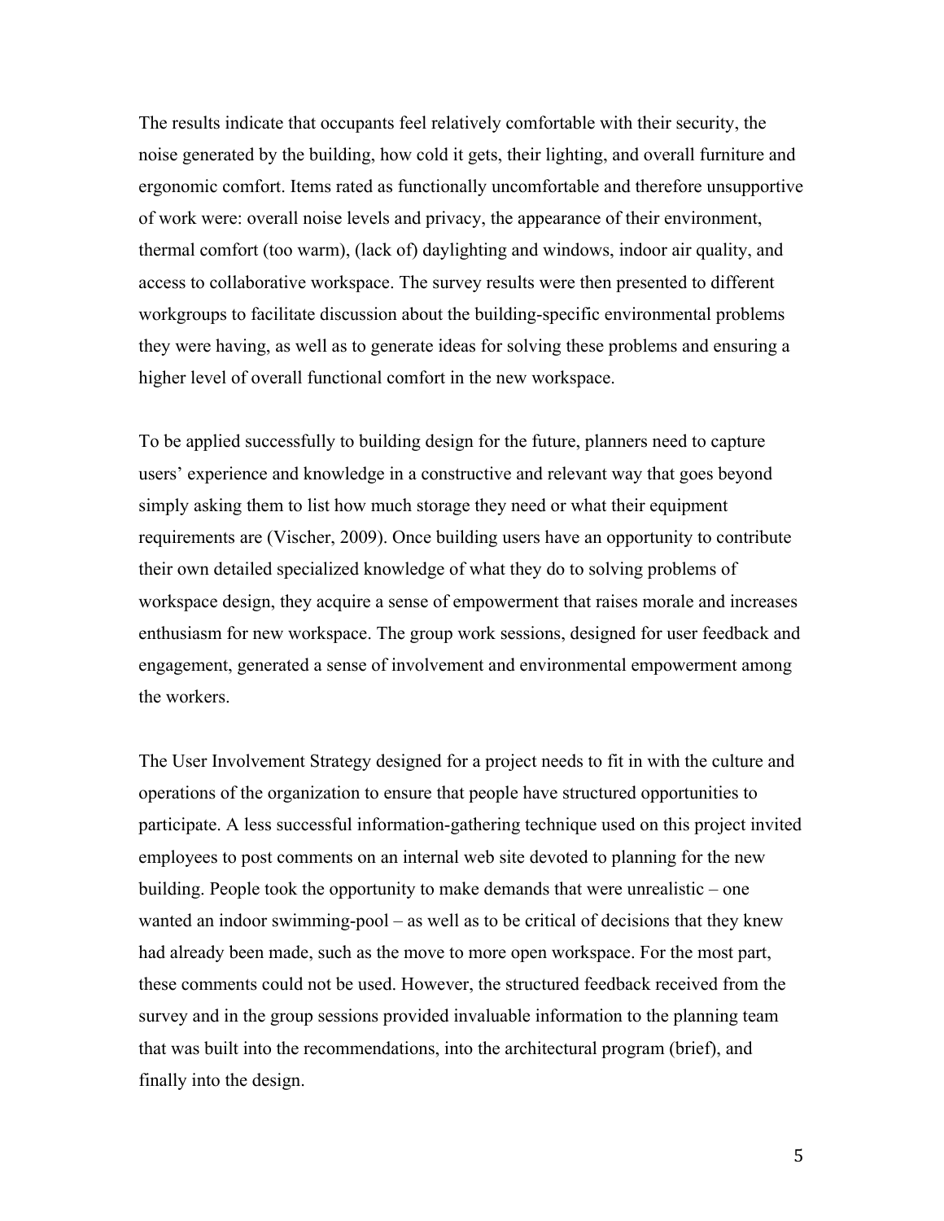The results indicate that occupants feel relatively comfortable with their security, the noise generated by the building, how cold it gets, their lighting, and overall furniture and ergonomic comfort. Items rated as functionally uncomfortable and therefore unsupportive of work were: overall noise levels and privacy, the appearance of their environment, thermal comfort (too warm), (lack of) daylighting and windows, indoor air quality, and access to collaborative workspace. The survey results were then presented to different workgroups to facilitate discussion about the building-specific environmental problems they were having, as well as to generate ideas for solving these problems and ensuring a higher level of overall functional comfort in the new workspace.

To be applied successfully to building design for the future, planners need to capture users' experience and knowledge in a constructive and relevant way that goes beyond simply asking them to list how much storage they need or what their equipment requirements are (Vischer, 2009). Once building users have an opportunity to contribute their own detailed specialized knowledge of what they do to solving problems of workspace design, they acquire a sense of empowerment that raises morale and increases enthusiasm for new workspace. The group work sessions, designed for user feedback and engagement, generated a sense of involvement and environmental empowerment among the workers.

The User Involvement Strategy designed for a project needs to fit in with the culture and operations of the organization to ensure that people have structured opportunities to participate. A less successful information-gathering technique used on this project invited employees to post comments on an internal web site devoted to planning for the new building. People took the opportunity to make demands that were unrealistic – one wanted an indoor swimming-pool – as well as to be critical of decisions that they knew had already been made, such as the move to more open workspace. For the most part, these comments could not be used. However, the structured feedback received from the survey and in the group sessions provided invaluable information to the planning team that was built into the recommendations, into the architectural program (brief), and finally into the design.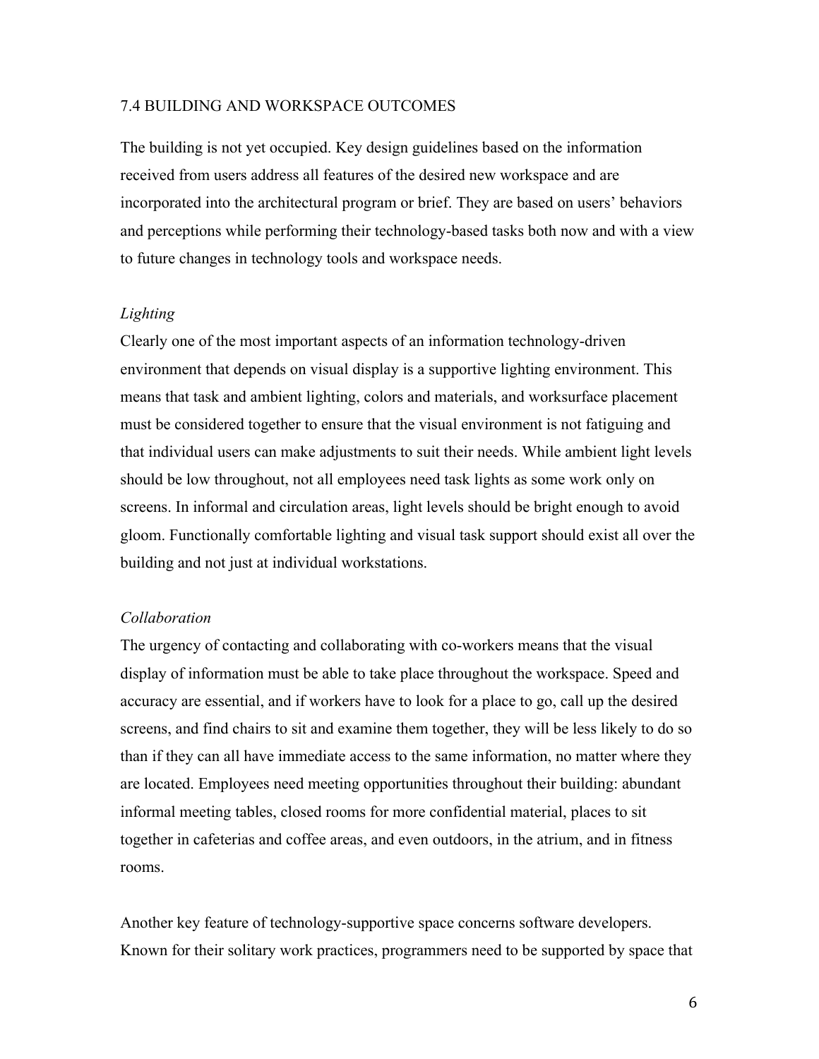## 7.4 BUILDING AND WORKSPACE OUTCOMES

The building is not yet occupied. Key design guidelines based on the information received from users address all features of the desired new workspace and are incorporated into the architectural program or brief. They are based on users' behaviors and perceptions while performing their technology-based tasks both now and with a view to future changes in technology tools and workspace needs.

*Lighting*

Clearly one of the most important aspects of an information technology-driven environment that depends on visual display is a supportive lighting environment. This means that task and ambient lighting, colors and materials, and worksurface placement must be considered together to ensure that the visual environment is not fatiguing and that individual users can make adjustments to suit their needs. While ambient light levels should be low throughout, not all employees need task lights as some work only on screens. In informal and circulation areas, light levels should be bright enough to avoid gloom. Functionally comfortable lighting and visual task support should exist all over the building and not just at individual workstations.

*Collaboration*

The urgency of contacting and collaborating with co-workers means that the visual display of information must be able to take place throughout the workspace. Speed and accuracy are essential, and if workers have to look for a place to go, call up the desired screens, and find chairs to sit and examine them together, they will be less likely to do so than if they can all have immediate access to the same information, no matter where they are located. Employees need meeting opportunities throughout their building: abundant informal meeting tables, closed rooms for more confidential material, places to sit together in cafeterias and coffee areas, and even outdoors, in the atrium, and in fitness rooms.

Another key feature of technology-supportive space concerns software developers. Known for their solitary work practices, programmers need to be supported by space that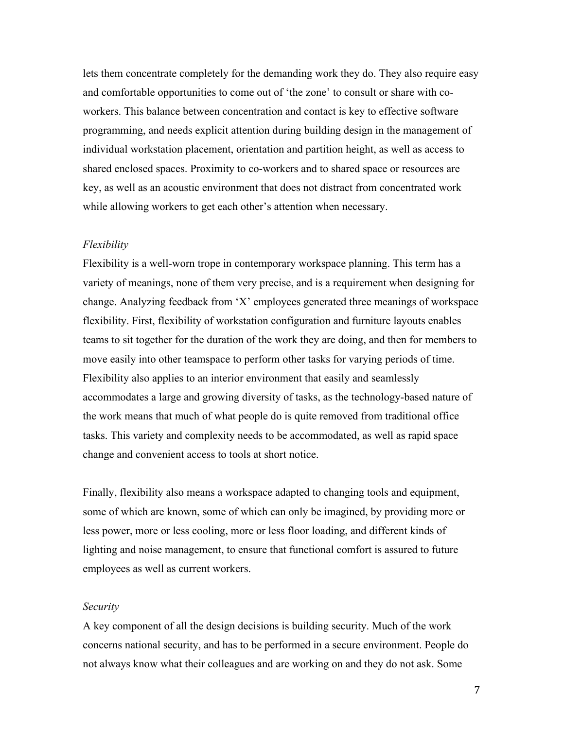lets them concentrate completely for the demanding work they do. They also require easy and comfortable opportunities to come out of 'the zone' to consult or share with co-workers. This balance between concentration and contact is key to effective software programming, and needs explicit attention during building design in the management of individual workstation placement, orientation and partition height, as well as access to shared enclosed spaces. Proximity to co-workers and to shared space or resources are key, as well as an acoustic environment that does not distract from concentrated work while allowing workers to get each other's attention when necessary.

*Flexibility*

Flexibility is a well-worn trope in contemporary workspace planning. This term has a variety of meanings, none of them very precise, and is a requirement when designing for change. Analyzing feedback from 'X' employees generated three meanings of workspace flexibility. First, flexibility of workstation configuration and furniture layouts enables teams to sit together for the duration of the work they are doing, and then for members to move easily into other teamspace to perform other tasks for varying periods of time. Flexibility also applies to an interior environment that easily and seamlessly accommodates a large and growing diversity of tasks, as the technology-based nature of the work means that much of what people do is quite removed from traditional office tasks. This variety and complexity needs to be accommodated, as well as rapid space change and convenient access to tools at short notice.

Finally, flexibility also means a workspace adapted to changing tools and equipment, some of which are known, some of which can only be imagined, by providing more or less power, more or less cooling, more or less floor loading, and different kinds of lighting and noise management, to ensure that functional comfort is assured to future employees as well as current workers.

*Security*

A key component of all the design decisions is building security. Much of the work concerns national security, and has to be performed in a secure environment. People do not always know what their colleagues and are working on and they do not ask. Some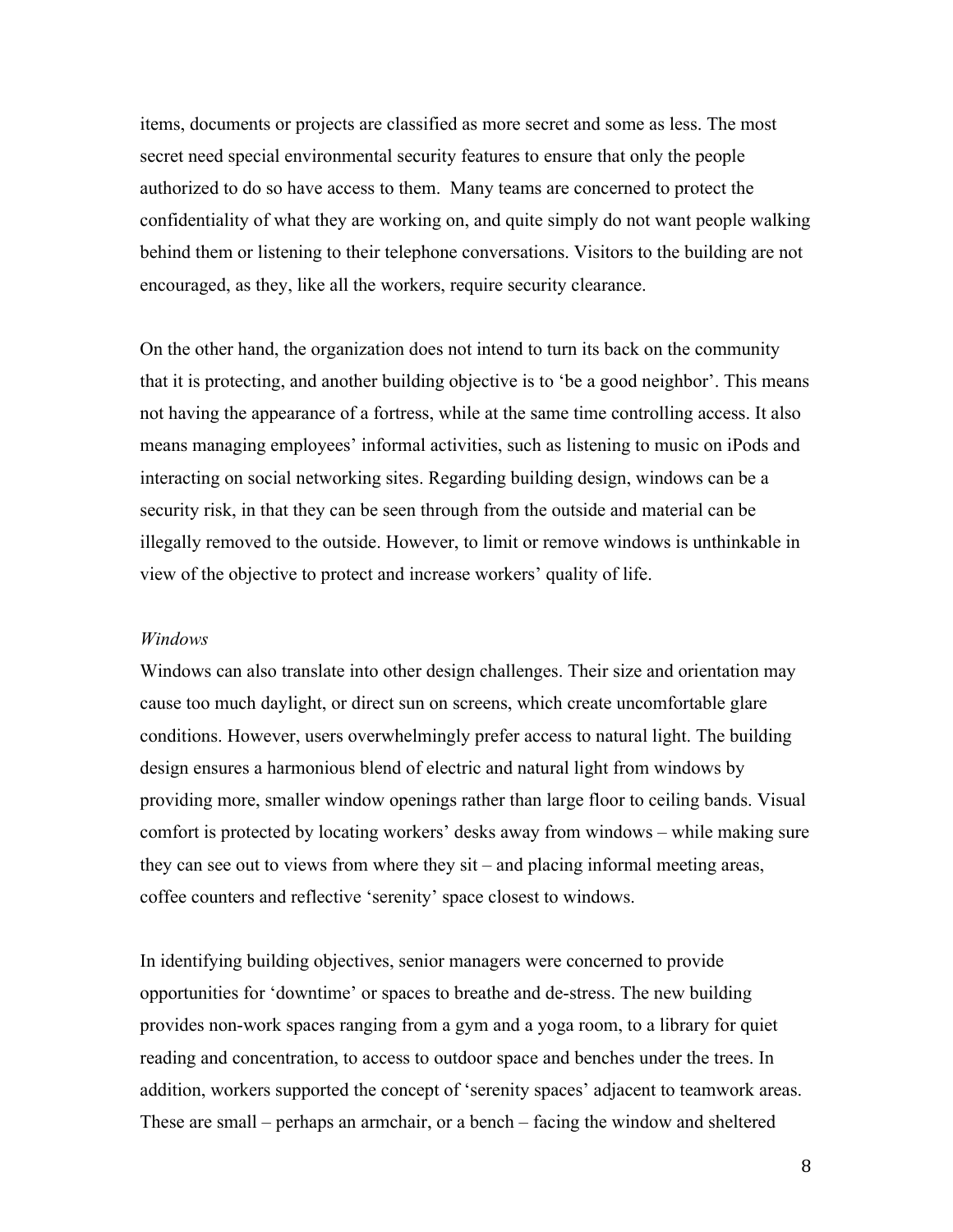items, documents or projects are classified as more secret and some as less. The most secret need special environmental security features to ensure that only the people authorized to do so have access to them. Many teams are concerned to protect the confidentiality of what they are working on, and quite simply do not want people walking behind them or listening to their telephone conversations. Visitors to the building are not encouraged, as they, like all the workers, require security clearance.

On the other hand, the organization does not intend to turn its back on the community that it is protecting, and another building objective is to 'be a good neighbor'. This means not having the appearance of a fortress, while at the same time controlling access. It also means managing employees' informal activities, such as listening to music on iPods and interacting on social networking sites. Regarding building design, windows can be a security risk, in that they can be seen through from the outside and material can be illegally removed to the outside. However, to limit or remove windows is unthinkable in view of the objective to protect and increase workers' quality of life.

*Windows*

Windows can also translate into other design challenges. Their size and orientation may cause too much daylight, or direct sun on screens, which create uncomfortable glare conditions. However, users overwhelmingly prefer access to natural light. The building design ensures a harmonious blend of electric and natural light from windows by providing more, smaller window openings rather than large floor to ceiling bands. Visual comfort is protected by locating workers' desks away from windows – while making sure they can see out to views from where they sit – and placing informal meeting areas, coffee counters and reflective 'serenity' space closest to windows.

In identifying building objectives, senior managers were concerned to provide opportunities for 'downtime' or spaces to breathe and de-stress. The new building provides non-work spaces ranging from a gym and a yoga room, to a library for quiet reading and concentration, to access to outdoor space and benches under the trees. In addition, workers supported the concept of 'serenity spaces' adjacent to teamwork areas. These are small – perhaps an armchair, or a bench – facing the window and sheltered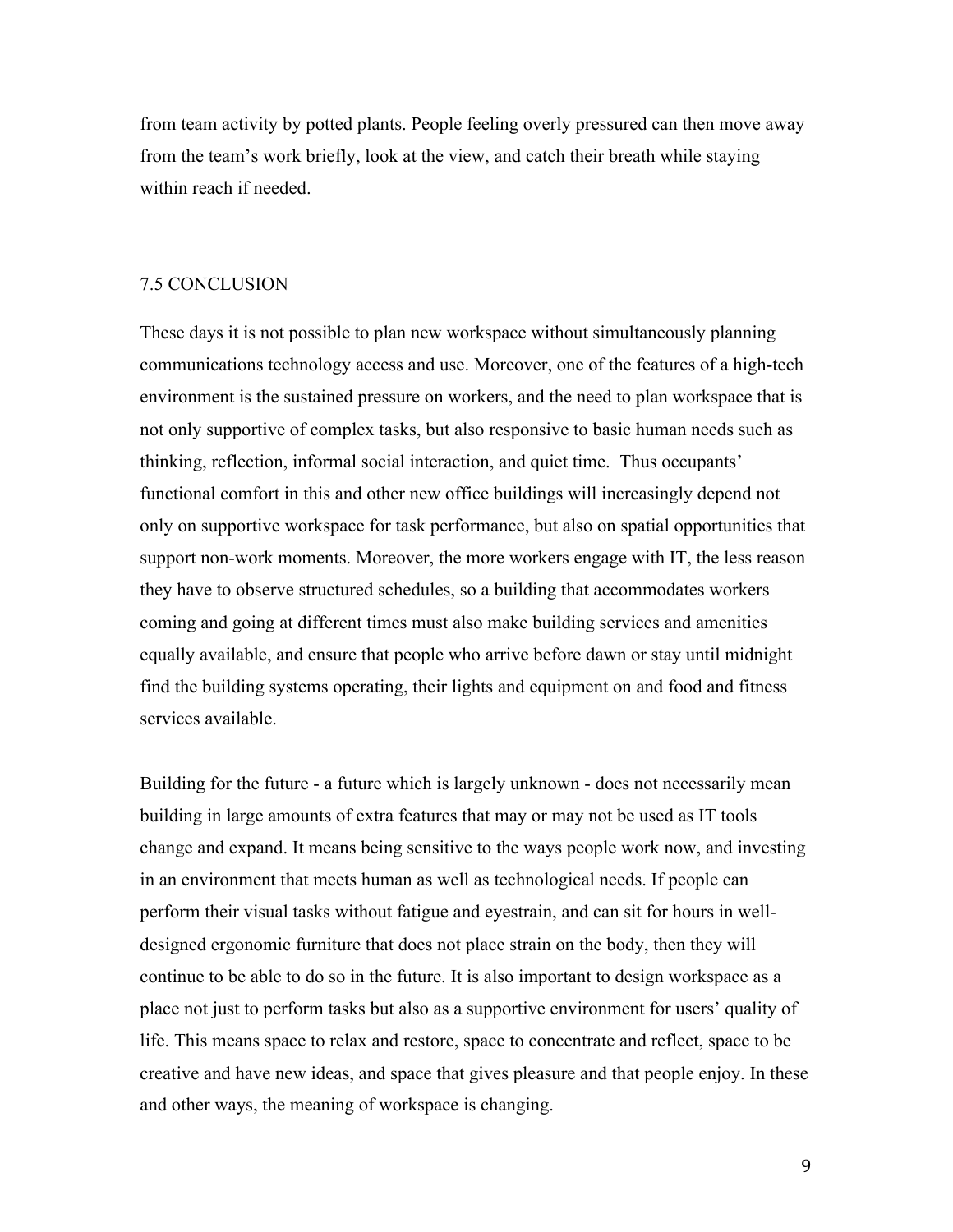from team activity by potted plants. People feeling overly pressured can then move away from the team's work briefly, look at the view, and catch their breath while staying within reach if needed.

## 7.5 CONCLUSION

These days it is not possible to plan new workspace without simultaneously planning communications technology access and use. Moreover, one of the features of a high-tech environment is the sustained pressure on workers, and the need to plan workspace that is not only supportive of complex tasks, but also responsive to basic human needs such as thinking, reflection, informal social interaction, and quiet time. Thus occupants' functional comfort in this and other new office buildings will increasingly depend not only on supportive workspace for task performance, but also on spatial opportunities that support non-work moments. Moreover, the more workers engage with IT, the less reason they have to observe structured schedules, so a building that accommodates workers coming and going at different times must also make building services and amenities equally available, and ensure that people who arrive before dawn or stay until midnight find the building systems operating, their lights and equipment on and food and fitness services available.

Building for the future - a future which is largely unknown - does not necessarily mean building in large amounts of extra features that may or may not be used as IT tools change and expand. It means being sensitive to the ways people work now, and investing in an environment that meets human as well as technological needs. If people can perform their visual tasks without fatigue and eyestrain, and can sit for hours in well-designed ergonomic furniture that does not place strain on the body, then they will continue to be able to do so in the future. It is also important to design workspace as a place not just to perform tasks but also as a supportive environment for users' quality of life. This means space to relax and restore, space to concentrate and reflect, space to be creative and have new ideas, and space that gives pleasure and that people enjoy. In these and other ways, the meaning of workspace is changing.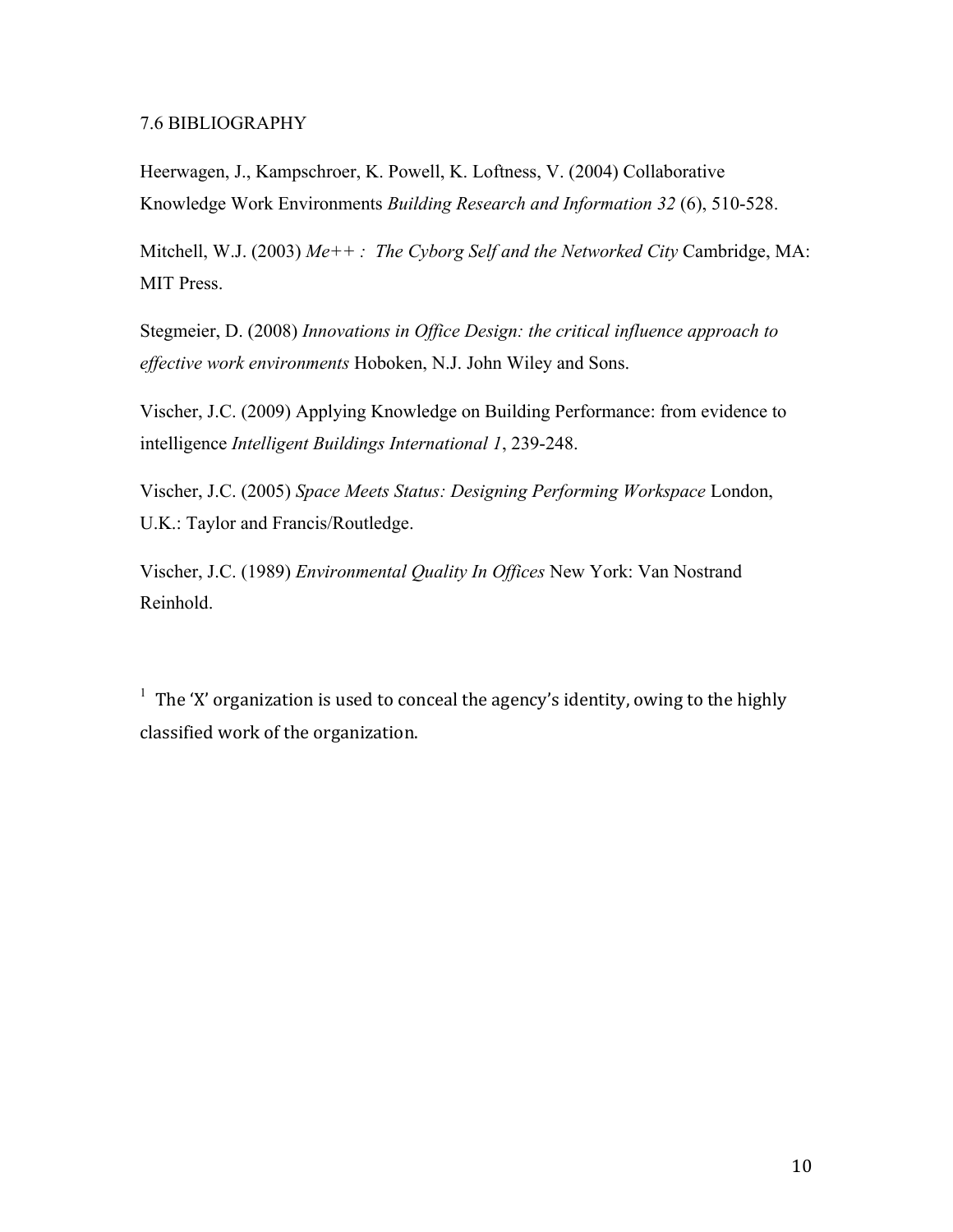## 7.6 BIBLIOGRAPHY

Heerwagen, J., Kampschroer, K. Powell, K. Loftness, V. (2004) Collaborative Knowledge Work Environments *Building Research and Information 32* (6), 510-528.

Mitchell, W.J. (2003) *Me++ : The Cyborg Self and the Networked City* Cambridge, MA: MIT Press.

Stegmeier, D. (2008) *Innovations in Office Design: the critical influence approach to effective work environments* Hoboken, N.J. John Wiley and Sons.

Vischer, J.C. (2009) Applying Knowledge on Building Performance: from evidence to intelligence *Intelligent Buildings International 1*, 239-248.

Vischer, J.C. (2005) *Space Meets Status: Designing Performing Workspace* London, U.K.: Taylor and Francis/Routledge.

Vischer, J.C. (1989) *Environmental Quality In Offices* New York: Van Nostrand Reinhold.

[1] The 'X' organization is used to conceal the agency's identity, owing to the highly classified work of the organization.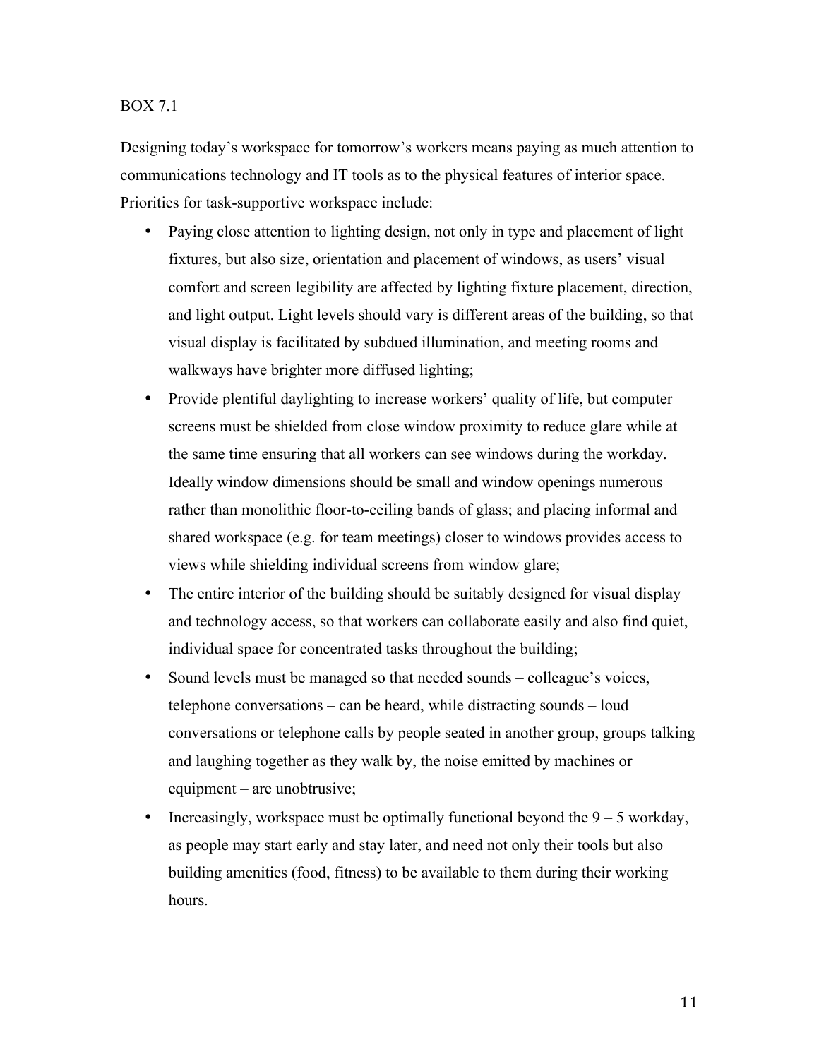BOX 7.1

Designing today's workspace for tomorrow's workers means paying as much attention to communications technology and IT tools as to the physical features of interior space. Priorities for task-supportive workspace include:

- Paying close attention to lighting design, not only in type and placement of light fixtures, but also size, orientation and placement of windows, as users' visual comfort and screen legibility are affected by lighting fixture placement, direction, and light output. Light levels should vary is different areas of the building, so that visual display is facilitated by subdued illumination, and meeting rooms and walkways have brighter more diffused lighting;
- Provide plentiful daylighting to increase workers' quality of life, but computer screens must be shielded from close window proximity to reduce glare while at the same time ensuring that all workers can see windows during the workday. Ideally window dimensions should be small and window openings numerous rather than monolithic floor-to-ceiling bands of glass; and placing informal and shared workspace (e.g. for team meetings) closer to windows provides access to views while shielding individual screens from window glare;
- The entire interior of the building should be suitably designed for visual display and technology access, so that workers can collaborate easily and also find quiet, individual space for concentrated tasks throughout the building;
- Sound levels must be managed so that needed sounds – colleague's voices, telephone conversations – can be heard, while distracting sounds – loud conversations or telephone calls by people seated in another group, groups talking and laughing together as they walk by, the noise emitted by machines or equipment – are unobtrusive;
- Increasingly, workspace must be optimally functional beyond the 9 – 5 workday, as people may start early and stay later, and need not only their tools but also building amenities (food, fitness) to be available to them during their working hours.